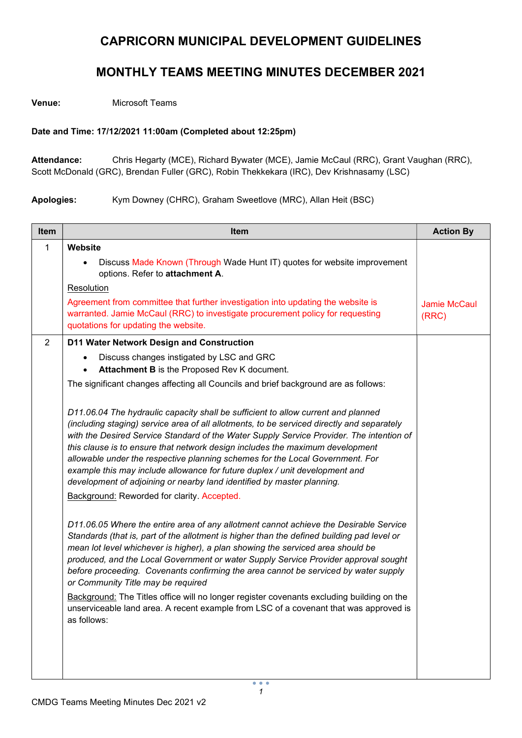# CAPRICORN MUNICIPAL DEVELOPMENT GUIDELINES

## MONTHLY TEAMS MEETING MINUTES DECEMBER 2021

**Venue:** Microsoft Teams

**Date and Time: 17/12/2021 11:00am (Completed about 12:25pm)**

**Attendance:** Chris Hegarty (MCE), Richard Bywater (MCE), Jamie McCaul (RRC), Grant Vaughan (RRC), Scott McDonald (GRC), Brendan Fuller (GRC), Robin Thekkekara (IRC), Dev Krishnasamy (LSC)

**Apologies:** Kym Downey (CHRC), Graham Sweetlove (MRC), Allan Heit (BSC)

| Item | Item | Action By |
|---|---|---|
| 1 | **Website**<br>• Discuss Made Known (Through Wade Hunt IT) quotes for website improvement options. Refer to **attachment A**.<br>Resolution<br>Agreement from committee that further investigation into updating the website is warranted. Jamie McCaul (RRC) to investigate procurement policy for requesting quotations for updating the website. | Jamie McCaul (RRC) |
| 2 | **D11 Water Network Design and Construction**<br>• Discuss changes instigated by LSC and GRC<br>• **Attachment B** is the Proposed Rev K document.<br>The significant changes affecting all Councils and brief background are as follows:<br><br>*D11.06.04 The hydraulic capacity shall be sufficient to allow current and planned (including staging) service area of all allotments, to be serviced directly and separately with the Desired Service Standard of the Water Supply Service Provider. The intention of this clause is to ensure that network design includes the maximum development allowable under the respective planning schemes for the Local Government. For example this may include allowance for future duplex / unit development and development of adjoining or nearby land identified by master planning.*<br>Background: Reworded for clarity. Accepted.<br><br>*D11.06.05 Where the entire area of any allotment cannot achieve the Desirable Service Standards (that is, part of the allotment is higher than the defined building pad level or mean lot level whichever is higher), a plan showing the serviced area should be produced, and the Local Government or water Supply Service Provider approval sought before proceeding. Covenants confirming the area cannot be serviced by water supply or Community Title may be required*<br>Background: The Titles office will no longer register covenants excluding building on the unserviceable land area. A recent example from LSC of a covenant that was approved is as follows: | |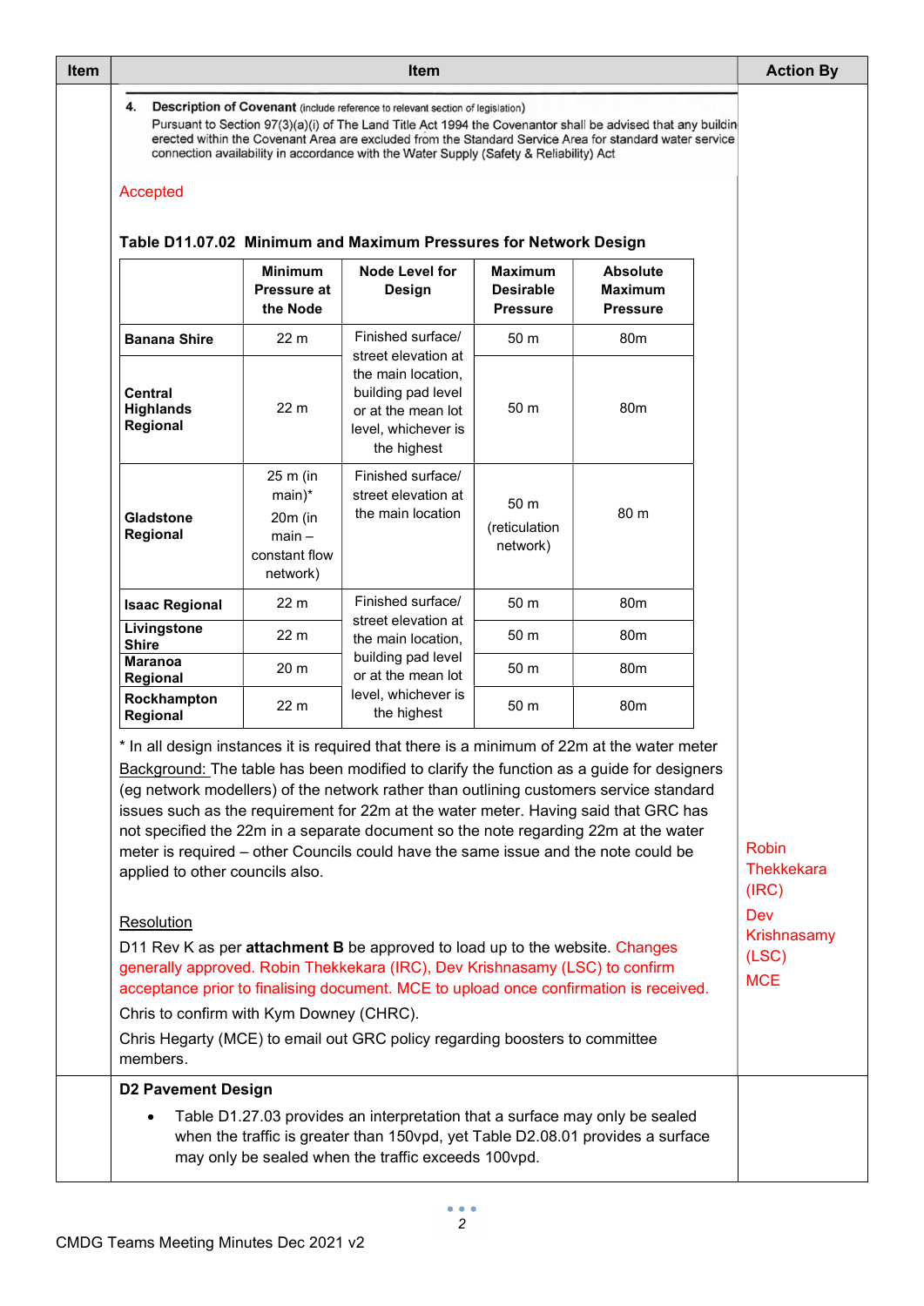| Item | Item | Action By |
|---|---|---|
| | **4. Description of Covenant** (include reference to relevant section of legislation)<br>Pursuant to Section 97(3)(a)(i) of The Land Title Act 1994 the Covenantor shall be advised that any buildin erected within the Covenant Area are excluded from the Standard Service Area for standard water service connection availability in accordance with the Water Supply (Safety & Reliability) Act<br><br>Accepted | |

**Table D11.07.02 Minimum and Maximum Pressures for Network Design**

| | Minimum Pressure at the Node | Node Level for Design | Maximum Desirable Pressure | Absolute Maximum Pressure |
|---|---|---|---|---|
| **Banana Shire** | 22 m | Finished surface/ street elevation at the main location, building pad level or at the mean lot level, whichever is the highest | 50 m | 80m |
| **Central Highlands Regional** | 22 m | | 50 m | 80m |
| **Gladstone Regional** | 25 m (in main)* 20m (in main – constant flow network) | Finished surface/ street elevation at the main location | 50 m (reticulation network) | 80 m |
| **Isaac Regional** | 22 m | Finished surface/ street elevation at the main location, building pad level or at the mean lot level, whichever is the highest | 50 m | 80m |
| **Livingstone Shire** | 22 m | | 50 m | 80m |
| **Maranoa Regional** | 20 m | | 50 m | 80m |
| **Rockhampton Regional** | 22 m | | 50 m | 80m |

* In all design instances it is required that there is a minimum of 22m at the water meter

Background: The table has been modified to clarify the function as a guide for designers (eg network modellers) of the network rather than outlining customers service standard issues such as the requirement for 22m at the water meter. Having said that GRC has not specified the 22m in a separate document so the note regarding 22m at the water meter is required – other Councils could have the same issue and the note could be applied to other councils also.

Resolution

D11 Rev K as per **attachment B** be approved to load up to the website. Changes generally approved. Robin Thekkekara (IRC), Dev Krishnasamy (LSC) to confirm acceptance prior to finalising document. MCE to upload once confirmation is received.

Chris to confirm with Kym Downey (CHRC).

Chris Hegarty (MCE) to email out GRC policy regarding boosters to committee members.

Action By: Robin Thekkekara (IRC); Dev Krishnasamy (LSC); MCE

**D2 Pavement Design**

- Table D1.27.03 provides an interpretation that a surface may only be sealed when the traffic is greater than 150vpd, yet Table D2.08.01 provides a surface may only be sealed when the traffic exceeds 100vpd.

CMDG Teams Meeting Minutes Dec 2021 v2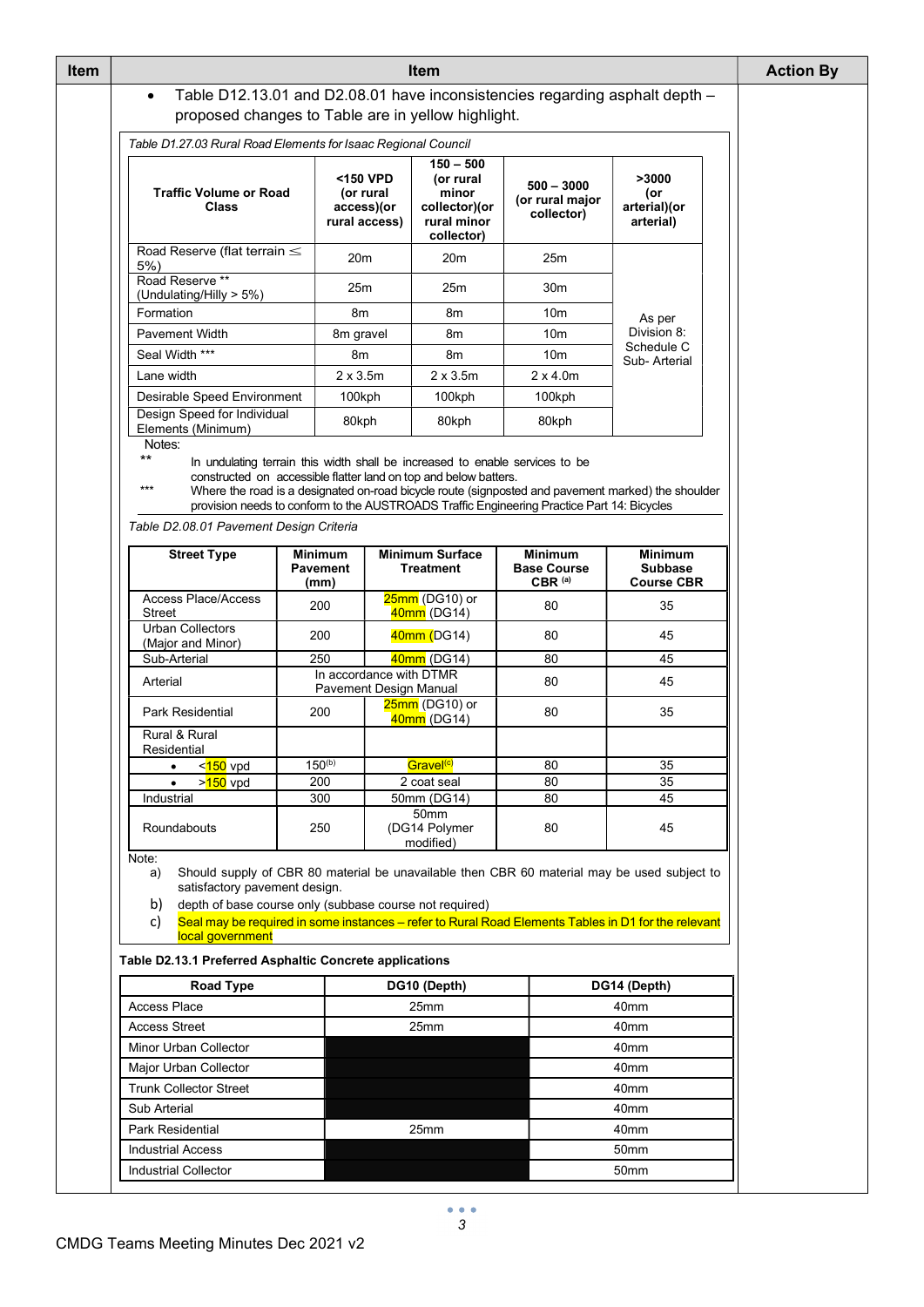| Item | Item | Action By |
|---|---|---|

- Table D12.13.01 and D2.08.01 have inconsistencies regarding asphalt depth – proposed changes to Table are in yellow highlight.

*Table D1.27.03 Rural Road Elements for Isaac Regional Council*

| Traffic Volume or Road Class | <150 VPD (or rural access)(or rural access) | 150 – 500 (or rural minor collector)(or rural minor collector) | 500 – 3000 (or rural major collector) | >3000 (or arterial)(or arterial) |
|---|---|---|---|---|
| Road Reserve (flat terrain ≤ 5%) | 20m | 20m | 25m | As per Division 8: Schedule C Sub- Arterial |
| Road Reserve ** (Undulating/Hilly > 5%) | 25m | 25m | 30m | |
| Formation | 8m | 8m | 10m | |
| Pavement Width | 8m gravel | 8m | 10m | |
| Seal Width *** | 8m | 8m | 10m | |
| Lane width | 2 x 3.5m | 2 x 3.5m | 2 x 4.0m | |
| Desirable Speed Environment | 100kph | 100kph | 100kph | |
| Design Speed for Individual Elements (Minimum) | 80kph | 80kph | 80kph | |

Notes:

** In undulating terrain this width shall be increased to enable services to be constructed on accessible flatter land on top and below batters.

*** Where the road is a designated on-road bicycle route (signposted and pavement marked) the shoulder provision needs to conform to the AUSTROADS Traffic Engineering Practice Part 14: Bicycles

*Table D2.08.01 Pavement Design Criteria*

| Street Type | Minimum Pavement (mm) | Minimum Surface Treatment | Minimum Base Course CBR (a) | Minimum Subbase Course CBR |
|---|---|---|---|---|
| Access Place/Access Street | 200 | 25mm (DG10) or 40mm (DG14) | 80 | 35 |
| Urban Collectors (Major and Minor) | 200 | 40mm (DG14) | 80 | 45 |
| Sub-Arterial | 250 | 40mm (DG14) | 80 | 45 |
| Arterial | In accordance with DTMR Pavement Design Manual | | 80 | 45 |
| Park Residential | 200 | 25mm (DG10) or 40mm (DG14) | 80 | 35 |
| Rural & Rural Residential | | | | |
| • <150 vpd | 150(b) | Gravel(c) | 80 | 35 |
| • >150 vpd | 200 | 2 coat seal | 80 | 35 |
| Industrial | 300 | 50mm (DG14) | 80 | 45 |
| Roundabouts | 250 | 50mm (DG14 Polymer modified) | 80 | 45 |

Note:

a) Should supply of CBR 80 material be unavailable then CBR 60 material may be used subject to satisfactory pavement design.

b) depth of base course only (subbase course not required)

c) Seal may be required in some instances – refer to Rural Road Elements Tables in D1 for the relevant local government

**Table D2.13.1 Preferred Asphaltic Concrete applications**

| Road Type | DG10 (Depth) | DG14 (Depth) |
|---|---|---|
| Access Place | 25mm | 40mm |
| Access Street | 25mm | 40mm |
| Minor Urban Collector | | 40mm |
| Major Urban Collector | | 40mm |
| Trunk Collector Street | | 40mm |
| Sub Arterial | | 40mm |
| Park Residential | 25mm | 40mm |
| Industrial Access | | 50mm |
| Industrial Collector | | 50mm |

CMDG Teams Meeting Minutes Dec 2021 v2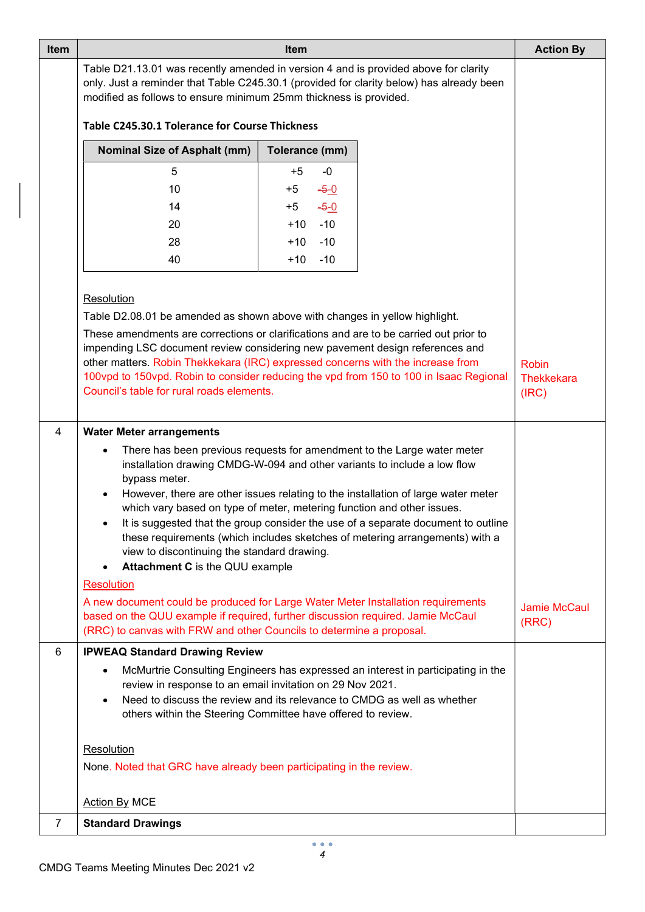| Item | Item | Action By |
|---|---|---|
| | Table D21.13.01 was recently amended in version 4 and is provided above for clarity only. Just a reminder that Table C245.30.1 (provided for clarity below) has already been modified as follows to ensure minimum 25mm thickness is provided.<br><br>**Table C245.30.1 Tolerance for Course Thickness**<br><br>Nominal Size of Asphalt (mm) / Tolerance (mm):<br>5: +5 -0<br>10: +5 ~~-5~~ -0<br>14: +5 ~~-5~~ -0<br>20: +10 -10<br>28: +10 -10<br>40: +10 -10<br><br>Resolution<br>Table D2.08.01 be amended as shown above with changes in yellow highlight.<br>These amendments are corrections or clarifications and are to be carried out prior to impending LSC document review considering new pavement design references and other matters. Robin Thekkekara (IRC) expressed concerns with the increase from 100vpd to 150vpd. Robin to consider reducing the vpd from 150 to 100 in Isaac Regional Council's table for rural roads elements. | Robin Thekkekara (IRC) |
| 4 | **Water Meter arrangements**<br>• There has been previous requests for amendment to the Large water meter installation drawing CMDG-W-094 and other variants to include a low flow bypass meter.<br>• However, there are other issues relating to the installation of large water meter which vary based on type of meter, metering function and other issues.<br>• It is suggested that the group consider the use of a separate document to outline these requirements (which includes sketches of metering arrangements) with a view to discontinuing the standard drawing.<br>• **Attachment C** is the QUU example<br><br>Resolution<br>A new document could be produced for Large Water Meter Installation requirements based on the QUU example if required, further discussion required. Jamie McCaul (RRC) to canvas with FRW and other Councils to determine a proposal. | Jamie McCaul (RRC) |
| 6 | **IPWEAQ Standard Drawing Review**<br>• McMurtrie Consulting Engineers has expressed an interest in participating in the review in response to an email invitation on 29 Nov 2021.<br>• Need to discuss the review and its relevance to CMDG as well as whether others within the Steering Committee have offered to review.<br><br>Resolution<br>None. Noted that GRC have already been participating in the review.<br><br>Action By MCE | |
| 7 | **Standard Drawings** | |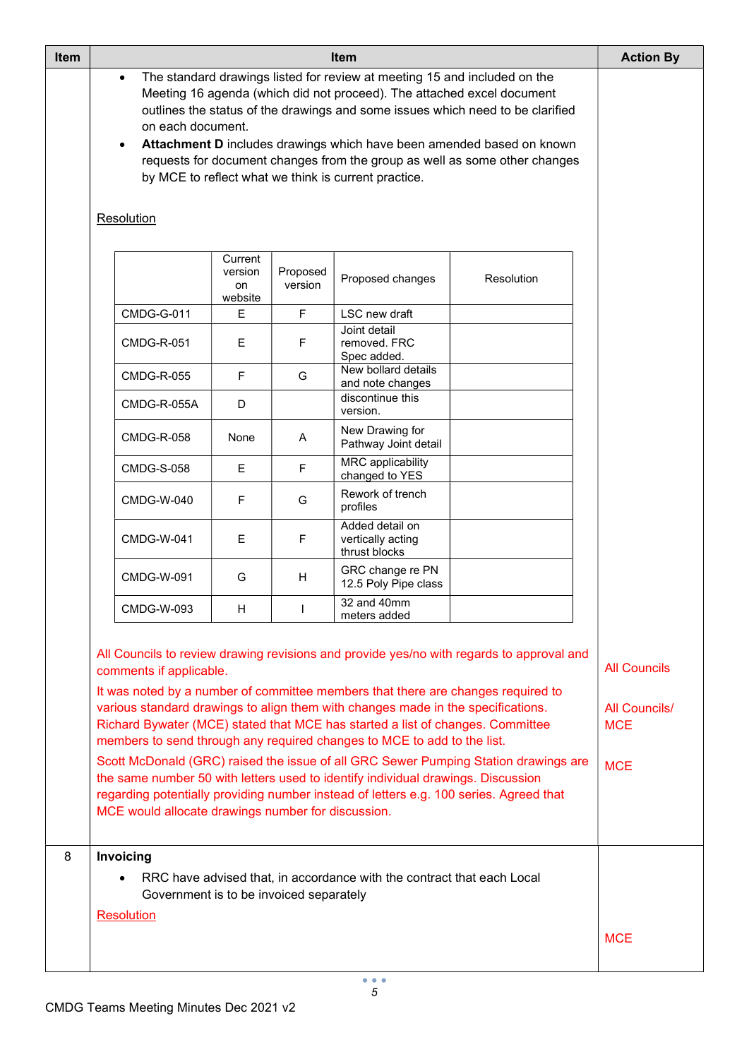| Item | Item | Action By |
|---|---|---|
| | • The standard drawings listed for review at meeting 15 and included on the Meeting 16 agenda (which did not proceed). The attached excel document outlines the status of the drawings and some issues which need to be clarified on each document.<br>• **Attachment D** includes drawings which have been amended based on known requests for document changes from the group as well as some other changes by MCE to reflect what we think is current practice.<br><br>Resolution | |

| | Current version on website | Proposed version | Proposed changes | Resolution |
|---|---|---|---|---|
| CMDG-G-011 | E | F | LSC new draft | |
| CMDG-R-051 | E | F | Joint detail removed. FRC Spec added. | |
| CMDG-R-055 | F | G | New bollard details and note changes | |
| CMDG-R-055A | D | | discontinue this version. | |
| CMDG-R-058 | None | A | New Drawing for Pathway Joint detail | |
| CMDG-S-058 | E | F | MRC applicability changed to YES | |
| CMDG-W-040 | F | G | Rework of trench profiles | |
| CMDG-W-041 | E | F | Added detail on vertically acting thrust blocks | |
| CMDG-W-091 | G | H | GRC change re PN 12.5 Poly Pipe class | |
| CMDG-W-093 | H | I | 32 and 40mm meters added | |

| Item | Item | Action By |
|---|---|---|
| | All Councils to review drawing revisions and provide yes/no with regards to approval and comments if applicable. | All Councils |
| | It was noted by a number of committee members that there are changes required to various standard drawings to align them with changes made in the specifications. Richard Bywater (MCE) stated that MCE has started a list of changes. Committee members to send through any required changes to MCE to add to the list. | All Councils/ MCE |
| | Scott McDonald (GRC) raised the issue of all GRC Sewer Pumping Station drawings are the same number 50 with letters used to identify individual drawings. Discussion regarding potentially providing number instead of letters e.g. 100 series. Agreed that MCE would allocate drawings number for discussion. | MCE |
| 8 | **Invoicing**<br>• RRC have advised that, in accordance with the contract that each Local Government is to be invoiced separately<br><br>Resolution | MCE |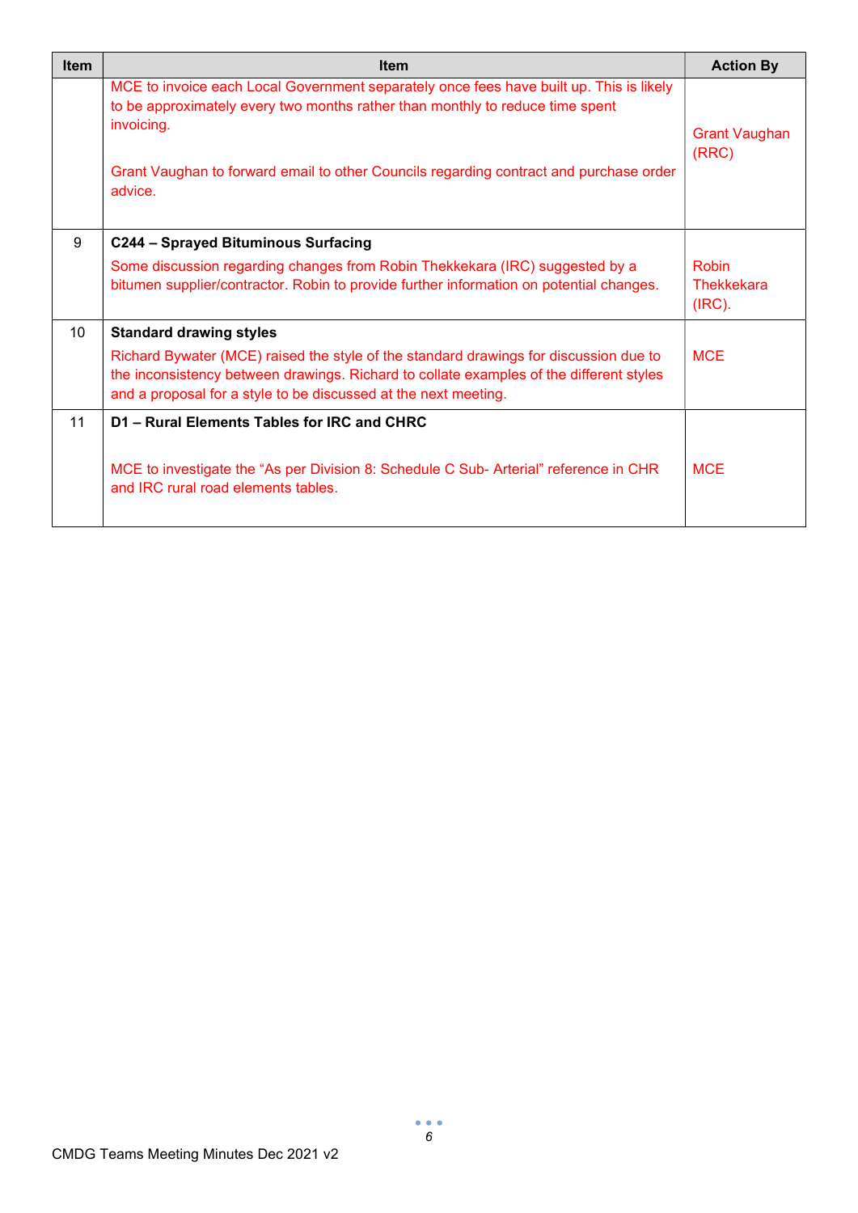| Item | Item | Action By |
|---|---|---|
| | MCE to invoice each Local Government separately once fees have built up. This is likely to be approximately every two months rather than monthly to reduce time spent invoicing.<br><br>Grant Vaughan to forward email to other Councils regarding contract and purchase order advice. | Grant Vaughan (RRC) |
| 9 | **C244 – Sprayed Bituminous Surfacing**<br>Some discussion regarding changes from Robin Thekkekara (IRC) suggested by a bitumen supplier/contractor. Robin to provide further information on potential changes. | Robin Thekkekara (IRC). |
| 10 | **Standard drawing styles**<br>Richard Bywater (MCE) raised the style of the standard drawings for discussion due to the inconsistency between drawings. Richard to collate examples of the different styles and a proposal for a style to be discussed at the next meeting. | MCE |
| 11 | **D1 – Rural Elements Tables for IRC and CHRC**<br><br>MCE to investigate the "As per Division 8: Schedule C Sub- Arterial" reference in CHR and IRC rural road elements tables. | MCE |